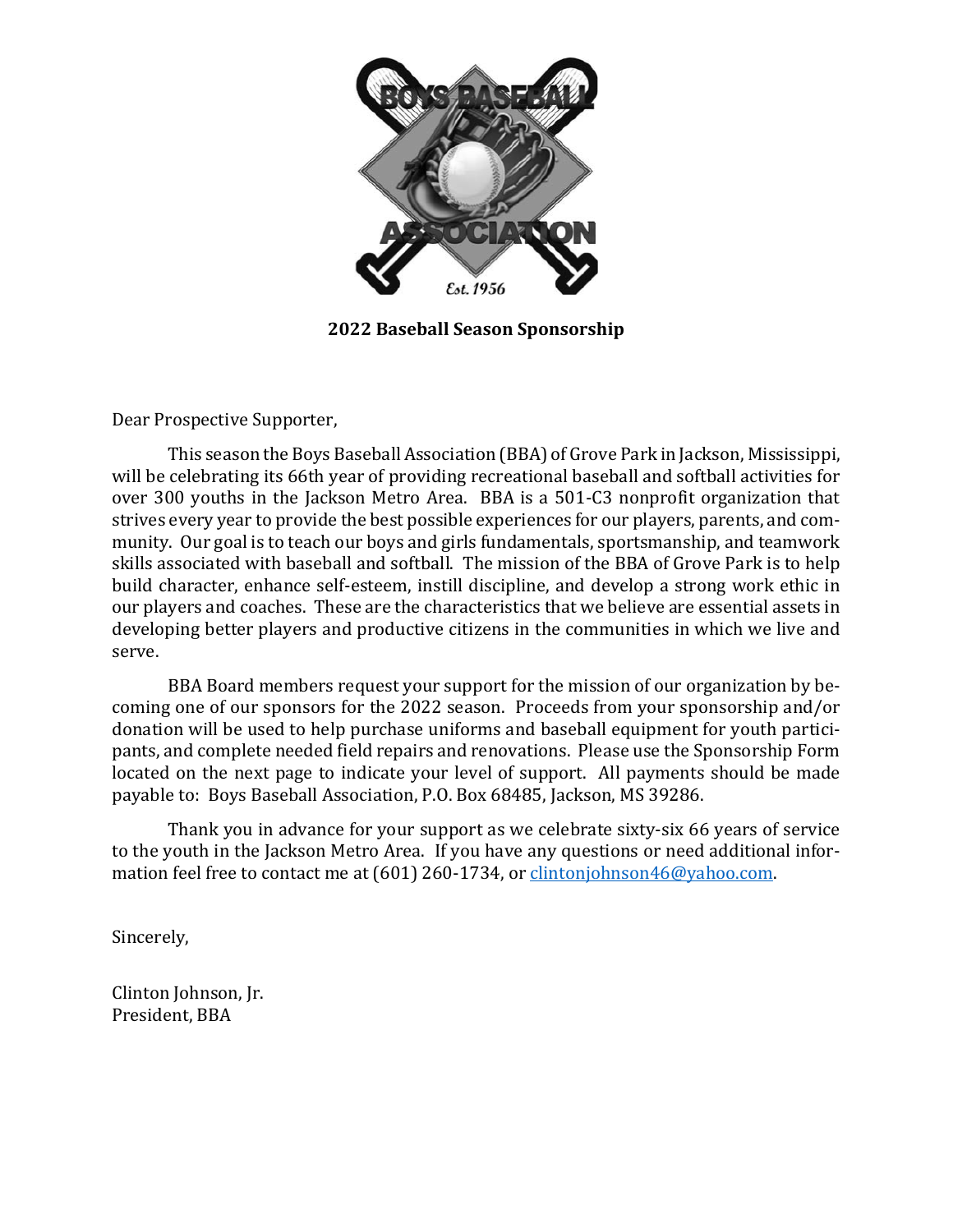**2022 Baseball Season Sponsorship**

Dear Prospective Supporter,

This season the Boys Baseball Association (BBA) of Grove Park in Jackson, Mississippi, will be celebrating its 66th year of providing recreational baseball and softball activities for over 300 youths in the Jackson Metro Area. BBA is a 501-C3 nonprofit organization that strives every year to provide the best possible experiences for our players, parents, and community. Our goal is to teach our boys and girls fundamentals, sportsmanship, and teamwork skills associated with baseball and softball. The mission of the BBA of Grove Park is to help build character, enhance self-esteem, instill discipline, and develop a strong work ethic in our players and coaches. These are the characteristics that we believe are essential assets in developing better players and productive citizens in the communities in which we live and serve.

BBA Board members request your support for the mission of our organization by becoming one of our sponsors for the 2022 season. Proceeds from your sponsorship and/or donation will be used to help purchase uniforms and baseball equipment for youth participants, and complete needed field repairs and renovations. Please use the Sponsorship Form located on the next page to indicate your level of support. All payments should be made payable to: Boys Baseball Association, P.O. Box 68485, Jackson, MS 39286.

Thank you in advance for your support as we celebrate sixty-six 66 years of service to the youth in the Jackson Metro Area. If you have any questions or need additional information feel free to contact me at (601) 260-1734, or clintonjohnson46@yahoo.com.

Sincerely,

Clinton Johnson, Jr.  
President, BBA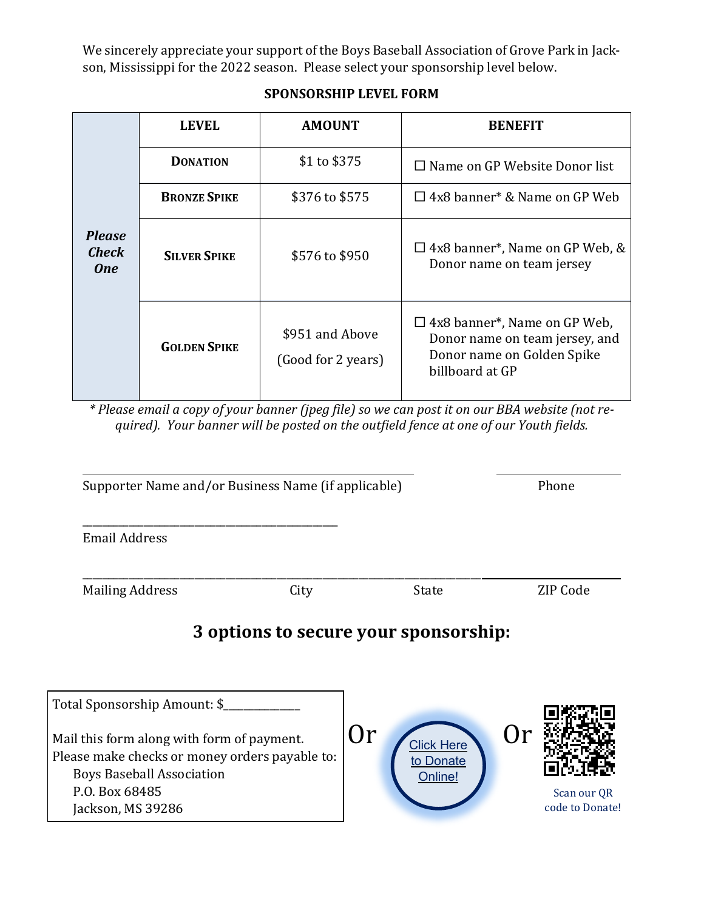We sincerely appreciate your support of the Boys Baseball Association of Grove Park in Jackson, Mississippi for the 2022 season. Please select your sponsorship level below.

**SPONSORSHIP LEVEL FORM**

| | LEVEL | AMOUNT | BENEFIT |
|---|---|---|---|
| ***Please Check One*** | **DONATION** | \$1 to \$375 | ☐ Name on GP Website Donor list |
| | **BRONZE SPIKE** | \$376 to \$575 | ☐ 4x8 banner* & Name on GP Web |
| | **SILVER SPIKE** | \$576 to \$950 | ☐ 4x8 banner*, Name on GP Web, & Donor name on team jersey |
| | **GOLDEN SPIKE** | \$951 and Above (Good for 2 years) | ☐ 4x8 banner*, Name on GP Web, Donor name on team jersey, and Donor name on Golden Spike billboard at GP |

*\* Please email a copy of your banner (jpeg file) so we can post it on our BBA website (not required). Your banner will be posted on the outfield fence at one of our Youth fields.*

\_\_\_\_\_\_\_\_\_\_\_\_\_\_\_\_\_\_\_\_\_\_\_\_\_\_\_\_\_\_\_\_\_\_\_\_\_\_\_\_\_\_\_\_ \_\_\_\_\_\_\_\_\_\_\_\_\_\_\_\_\_\_

Supporter Name and/or Business Name (if applicable) Phone

\_\_\_\_\_\_\_\_\_\_\_\_\_\_\_\_\_\_\_\_\_\_\_\_\_\_\_\_\_\_\_\_\_\_\_\_\_\_\_\_\_\_\_\_

Email Address

\_\_\_\_\_\_\_\_\_\_\_\_\_\_\_\_\_\_\_\_\_\_\_\_\_\_\_\_\_\_\_\_\_\_\_\_\_\_\_\_\_\_\_\_\_\_\_\_\_\_\_\_\_\_\_\_\_\_\_\_\_\_\_\_\_\_\_\_\_\_\_\_

Mailing Address City State ZIP Code

## 3 options to secure your sponsorship:

Total Sponsorship Amount: \$\_\_\_\_\_\_\_\_\_\_\_\_\_

Mail this form along with form of payment.
Please make checks or money orders payable to:
Boys Baseball Association
P.O. Box 68485
Jackson, MS 39286

Or

Click Here to Donate Online!

Or

Scan our QR code to Donate!